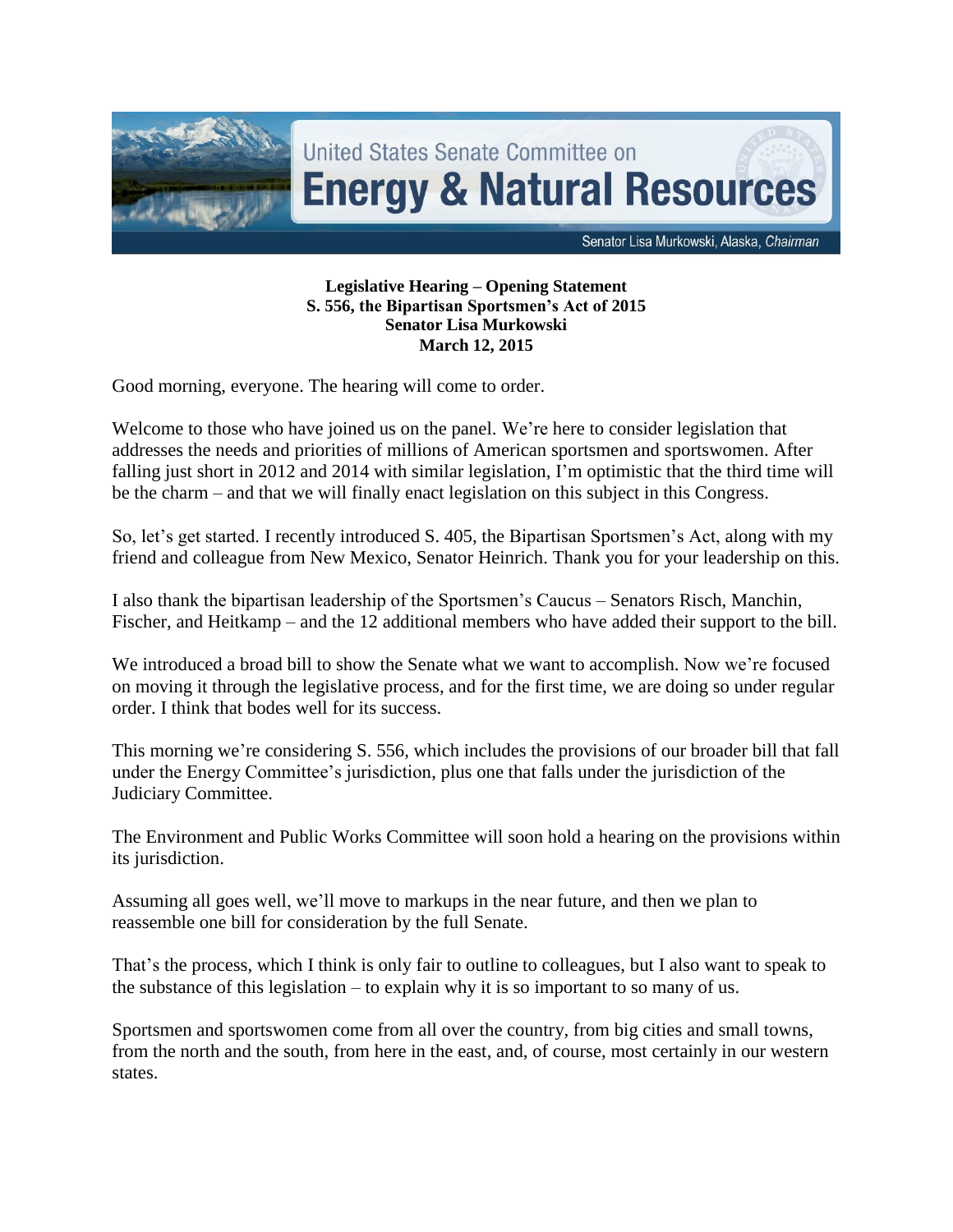United States Senate Committee on
# Energy & Natural Resources

Senator Lisa Murkowski, Alaska, *Chairman*

**Legislative Hearing – Opening Statement**
**S. 556, the Bipartisan Sportsmen's Act of 2015**
**Senator Lisa Murkowski**
**March 12, 2015**

Good morning, everyone. The hearing will come to order.

Welcome to those who have joined us on the panel. We're here to consider legislation that addresses the needs and priorities of millions of American sportsmen and sportswomen. After falling just short in 2012 and 2014 with similar legislation, I'm optimistic that the third time will be the charm – and that we will finally enact legislation on this subject in this Congress.

So, let's get started. I recently introduced S. 405, the Bipartisan Sportsmen's Act, along with my friend and colleague from New Mexico, Senator Heinrich. Thank you for your leadership on this.

I also thank the bipartisan leadership of the Sportsmen's Caucus – Senators Risch, Manchin, Fischer, and Heitkamp – and the 12 additional members who have added their support to the bill.

We introduced a broad bill to show the Senate what we want to accomplish. Now we're focused on moving it through the legislative process, and for the first time, we are doing so under regular order. I think that bodes well for its success.

This morning we're considering S. 556, which includes the provisions of our broader bill that fall under the Energy Committee's jurisdiction, plus one that falls under the jurisdiction of the Judiciary Committee.

The Environment and Public Works Committee will soon hold a hearing on the provisions within its jurisdiction.

Assuming all goes well, we'll move to markups in the near future, and then we plan to reassemble one bill for consideration by the full Senate.

That's the process, which I think is only fair to outline to colleagues, but I also want to speak to the substance of this legislation – to explain why it is so important to so many of us.

Sportsmen and sportswomen come from all over the country, from big cities and small towns, from the north and the south, from here in the east, and, of course, most certainly in our western states.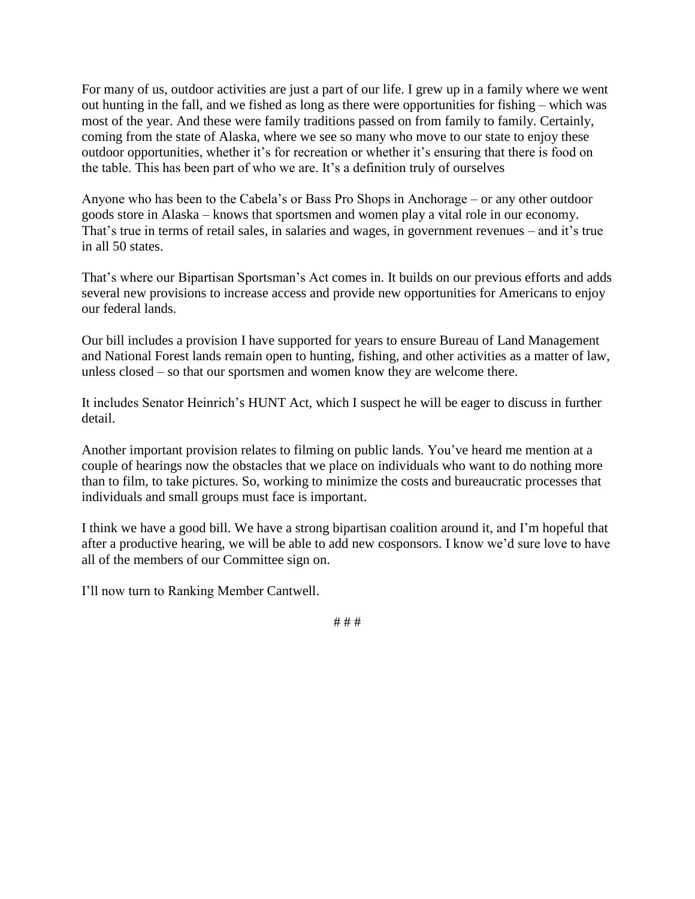For many of us, outdoor activities are just a part of our life. I grew up in a family where we went out hunting in the fall, and we fished as long as there were opportunities for fishing – which was most of the year. And these were family traditions passed on from family to family. Certainly, coming from the state of Alaska, where we see so many who move to our state to enjoy these outdoor opportunities, whether it's for recreation or whether it's ensuring that there is food on the table. This has been part of who we are. It's a definition truly of ourselves

Anyone who has been to the Cabela's or Bass Pro Shops in Anchorage – or any other outdoor goods store in Alaska – knows that sportsmen and women play a vital role in our economy. That's true in terms of retail sales, in salaries and wages, in government revenues – and it's true in all 50 states.

That's where our Bipartisan Sportsman's Act comes in. It builds on our previous efforts and adds several new provisions to increase access and provide new opportunities for Americans to enjoy our federal lands.

Our bill includes a provision I have supported for years to ensure Bureau of Land Management and National Forest lands remain open to hunting, fishing, and other activities as a matter of law, unless closed – so that our sportsmen and women know they are welcome there.

It includes Senator Heinrich's HUNT Act, which I suspect he will be eager to discuss in further detail.

Another important provision relates to filming on public lands. You've heard me mention at a couple of hearings now the obstacles that we place on individuals who want to do nothing more than to film, to take pictures. So, working to minimize the costs and bureaucratic processes that individuals and small groups must face is important.

I think we have a good bill. We have a strong bipartisan coalition around it, and I'm hopeful that after a productive hearing, we will be able to add new cosponsors. I know we'd sure love to have all of the members of our Committee sign on.

I'll now turn to Ranking Member Cantwell.

# # #